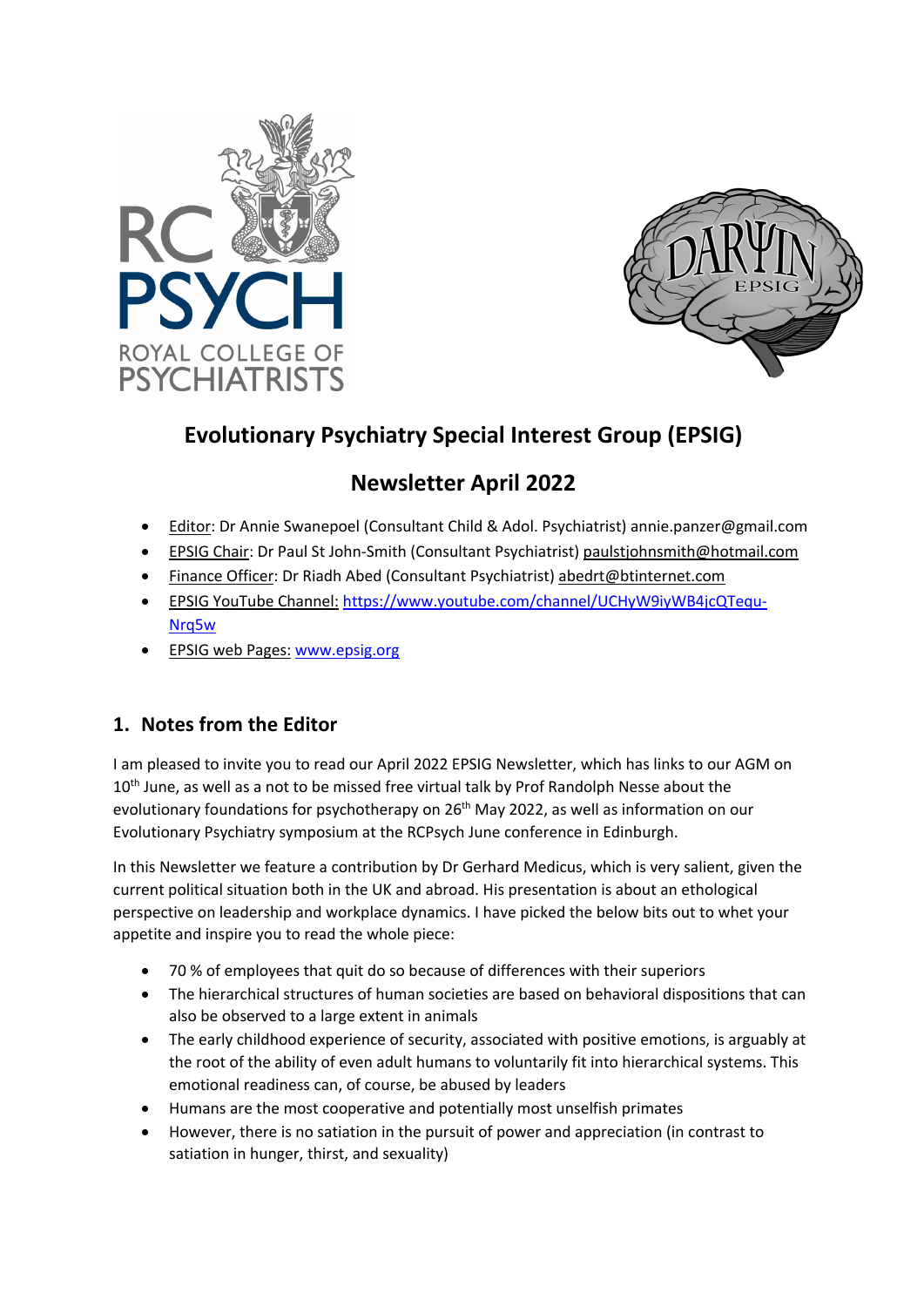# Evolutionary Psychiatry Special Interest Group (EPSIG)

## Newsletter April 2022

- Editor: Dr Annie Swanepoel (Consultant Child & Adol. Psychiatrist) annie.panzer@gmail.com
- EPSIG Chair: Dr Paul St John-Smith (Consultant Psychiatrist) paulstjohnsmith@hotmail.com
- Finance Officer: Dr Riadh Abed (Consultant Psychiatrist) abedrt@btinternet.com
- EPSIG YouTube Channel: https://www.youtube.com/channel/UCHyW9iyWB4jcQTequ-Nrq5w
- EPSIG web Pages: www.epsig.org

## 1. Notes from the Editor

I am pleased to invite you to read our April 2022 EPSIG Newsletter, which has links to our AGM on 10th June, as well as a not to be missed free virtual talk by Prof Randolph Nesse about the evolutionary foundations for psychotherapy on 26th May 2022, as well as information on our Evolutionary Psychiatry symposium at the RCPsych June conference in Edinburgh.

In this Newsletter we feature a contribution by Dr Gerhard Medicus, which is very salient, given the current political situation both in the UK and abroad. His presentation is about an ethological perspective on leadership and workplace dynamics. I have picked the below bits out to whet your appetite and inspire you to read the whole piece:

- 70 % of employees that quit do so because of differences with their superiors
- The hierarchical structures of human societies are based on behavioral dispositions that can also be observed to a large extent in animals
- The early childhood experience of security, associated with positive emotions, is arguably at the root of the ability of even adult humans to voluntarily fit into hierarchical systems. This emotional readiness can, of course, be abused by leaders
- Humans are the most cooperative and potentially most unselfish primates
- However, there is no satiation in the pursuit of power and appreciation (in contrast to satiation in hunger, thirst, and sexuality)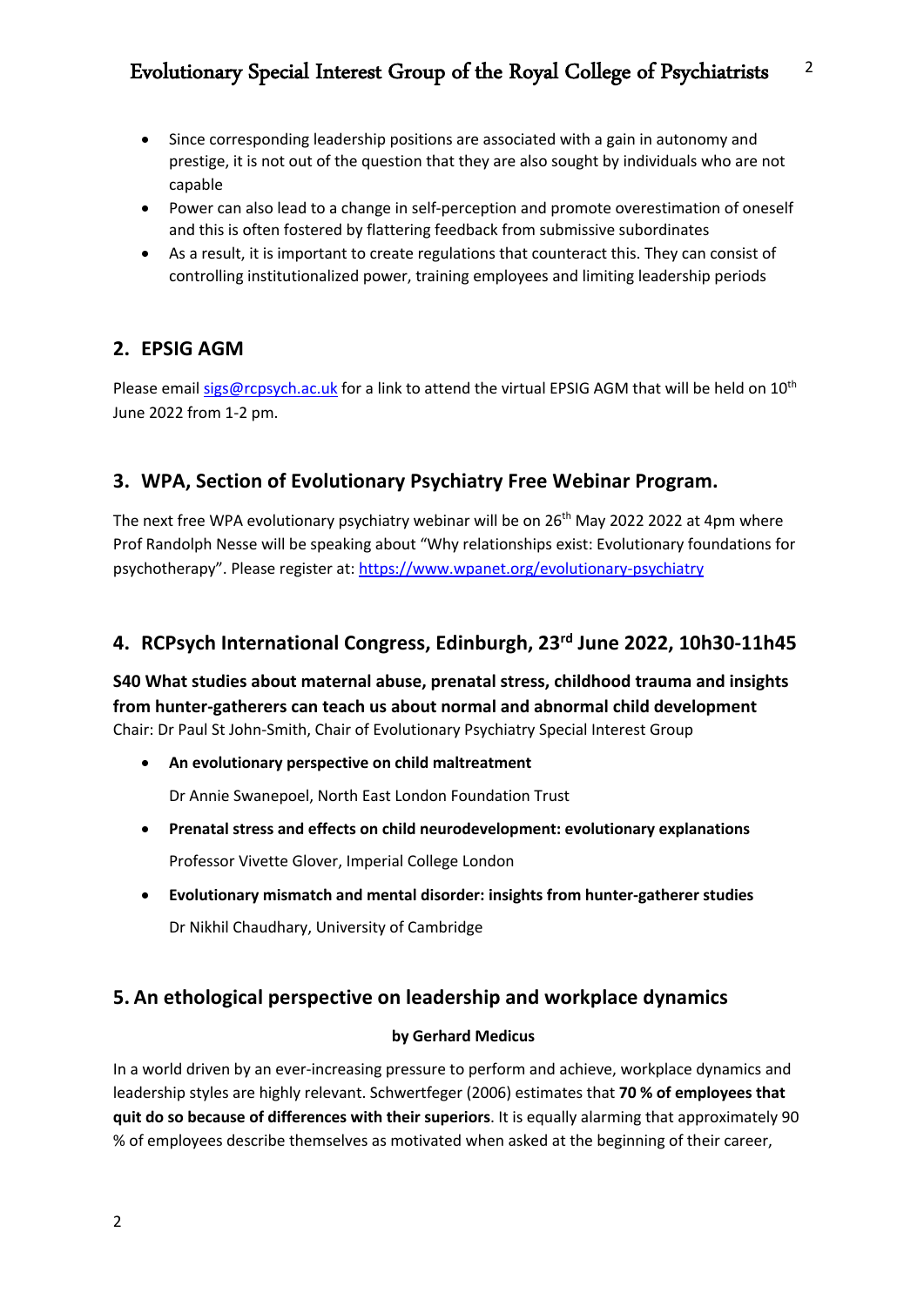- Since corresponding leadership positions are associated with a gain in autonomy and prestige, it is not out of the question that they are also sought by individuals who are not capable
- Power can also lead to a change in self-perception and promote overestimation of oneself and this is often fostered by flattering feedback from submissive subordinates
- As a result, it is important to create regulations that counteract this. They can consist of controlling institutionalized power, training employees and limiting leadership periods

## 2. EPSIG AGM

Please email [sigs@rcpsych.ac.uk](mailto:sigs@rcpsych.ac.uk) for a link to attend the virtual EPSIG AGM that will be held on 10th June 2022 from 1-2 pm.

## 3. WPA, Section of Evolutionary Psychiatry Free Webinar Program.

The next free WPA evolutionary psychiatry webinar will be on 26th May 2022 2022 at 4pm where Prof Randolph Nesse will be speaking about "Why relationships exist: Evolutionary foundations for psychotherapy". Please register at: [https://www.wpanet.org/evolutionary-psychiatry](https://www.wpanet.org/evolutionary-psychiatry)

## 4. RCPsych International Congress, Edinburgh, 23rd June 2022, 10h30-11h45

**S40 What studies about maternal abuse, prenatal stress, childhood trauma and insights from hunter-gatherers can teach us about normal and abnormal child development**

Chair: Dr Paul St John-Smith, Chair of Evolutionary Psychiatry Special Interest Group

- **An evolutionary perspective on child maltreatment**

  Dr Annie Swanepoel, North East London Foundation Trust

- **Prenatal stress and effects on child neurodevelopment: evolutionary explanations**

  Professor Vivette Glover, Imperial College London

- **Evolutionary mismatch and mental disorder: insights from hunter-gatherer studies**

  Dr Nikhil Chaudhary, University of Cambridge

## 5. An ethological perspective on leadership and workplace dynamics

**by Gerhard Medicus**

In a world driven by an ever-increasing pressure to perform and achieve, workplace dynamics and leadership styles are highly relevant. Schwertfeger (2006) estimates that **70 % of employees that quit do so because of differences with their superiors**. It is equally alarming that approximately 90 % of employees describe themselves as motivated when asked at the beginning of their career,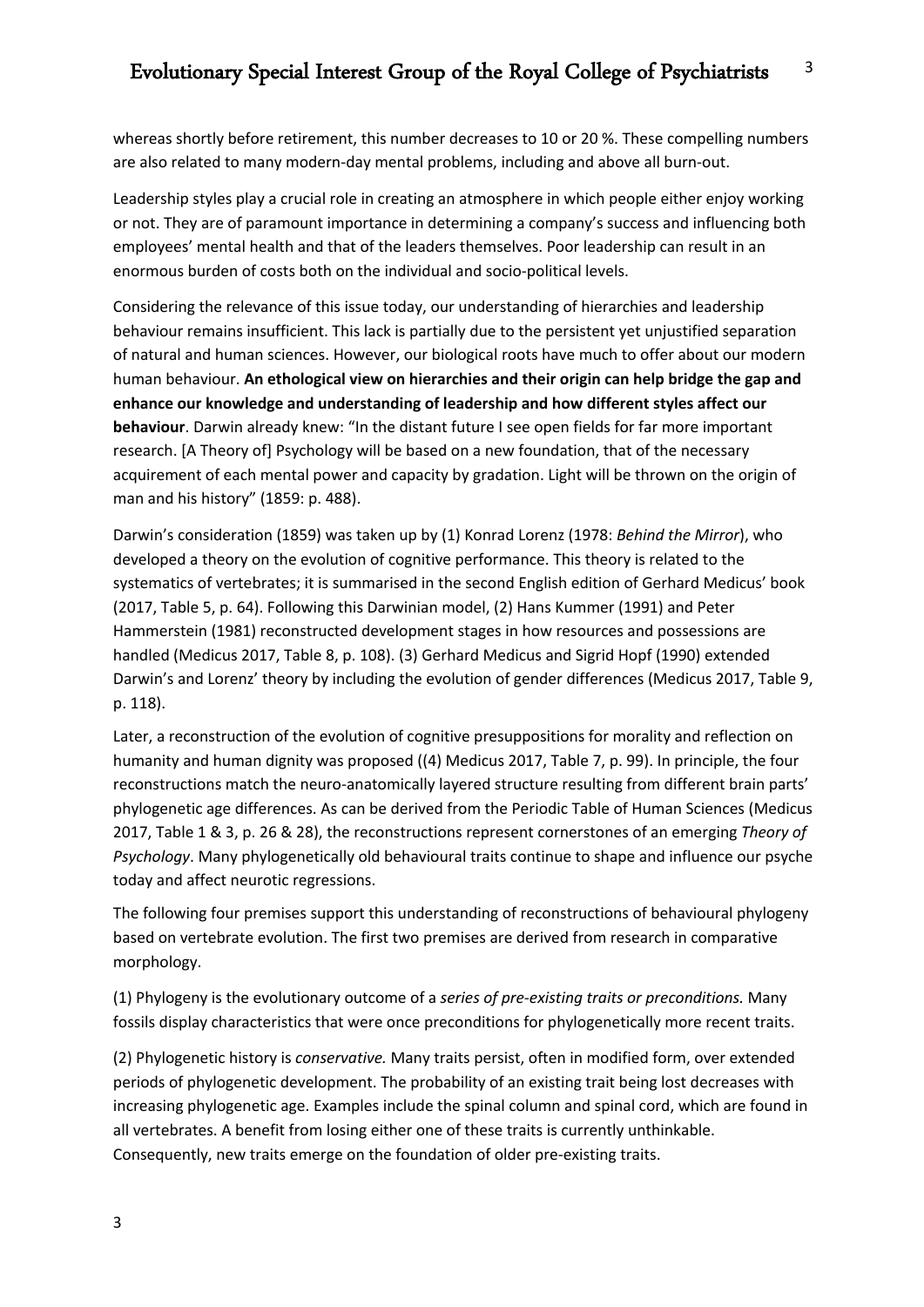whereas shortly before retirement, this number decreases to 10 or 20 %. These compelling numbers are also related to many modern-day mental problems, including and above all burn-out.

Leadership styles play a crucial role in creating an atmosphere in which people either enjoy working or not. They are of paramount importance in determining a company's success and influencing both employees' mental health and that of the leaders themselves. Poor leadership can result in an enormous burden of costs both on the individual and socio-political levels.

Considering the relevance of this issue today, our understanding of hierarchies and leadership behaviour remains insufficient. This lack is partially due to the persistent yet unjustified separation of natural and human sciences. However, our biological roots have much to offer about our modern human behaviour. **An ethological view on hierarchies and their origin can help bridge the gap and enhance our knowledge and understanding of leadership and how different styles affect our behaviour**. Darwin already knew: "In the distant future I see open fields for far more important research. [A Theory of] Psychology will be based on a new foundation, that of the necessary acquirement of each mental power and capacity by gradation. Light will be thrown on the origin of man and his history" (1859: p. 488).

Darwin's consideration (1859) was taken up by (1) Konrad Lorenz (1978: *Behind the Mirror*), who developed a theory on the evolution of cognitive performance. This theory is related to the systematics of vertebrates; it is summarised in the second English edition of Gerhard Medicus' book (2017, Table 5, p. 64). Following this Darwinian model, (2) Hans Kummer (1991) and Peter Hammerstein (1981) reconstructed development stages in how resources and possessions are handled (Medicus 2017, Table 8, p. 108). (3) Gerhard Medicus and Sigrid Hopf (1990) extended Darwin's and Lorenz' theory by including the evolution of gender differences (Medicus 2017, Table 9, p. 118).

Later, a reconstruction of the evolution of cognitive presuppositions for morality and reflection on humanity and human dignity was proposed ((4) Medicus 2017, Table 7, p. 99). In principle, the four reconstructions match the neuro-anatomically layered structure resulting from different brain parts' phylogenetic age differences. As can be derived from the Periodic Table of Human Sciences (Medicus 2017, Table 1 & 3, p. 26 & 28), the reconstructions represent cornerstones of an emerging *Theory of Psychology*. Many phylogenetically old behavioural traits continue to shape and influence our psyche today and affect neurotic regressions.

The following four premises support this understanding of reconstructions of behavioural phylogeny based on vertebrate evolution. The first two premises are derived from research in comparative morphology.

(1) Phylogeny is the evolutionary outcome of a *series of pre-existing traits or preconditions.* Many fossils display characteristics that were once preconditions for phylogenetically more recent traits.

(2) Phylogenetic history is *conservative.* Many traits persist, often in modified form, over extended periods of phylogenetic development. The probability of an existing trait being lost decreases with increasing phylogenetic age. Examples include the spinal column and spinal cord, which are found in all vertebrates. A benefit from losing either one of these traits is currently unthinkable. Consequently, new traits emerge on the foundation of older pre-existing traits.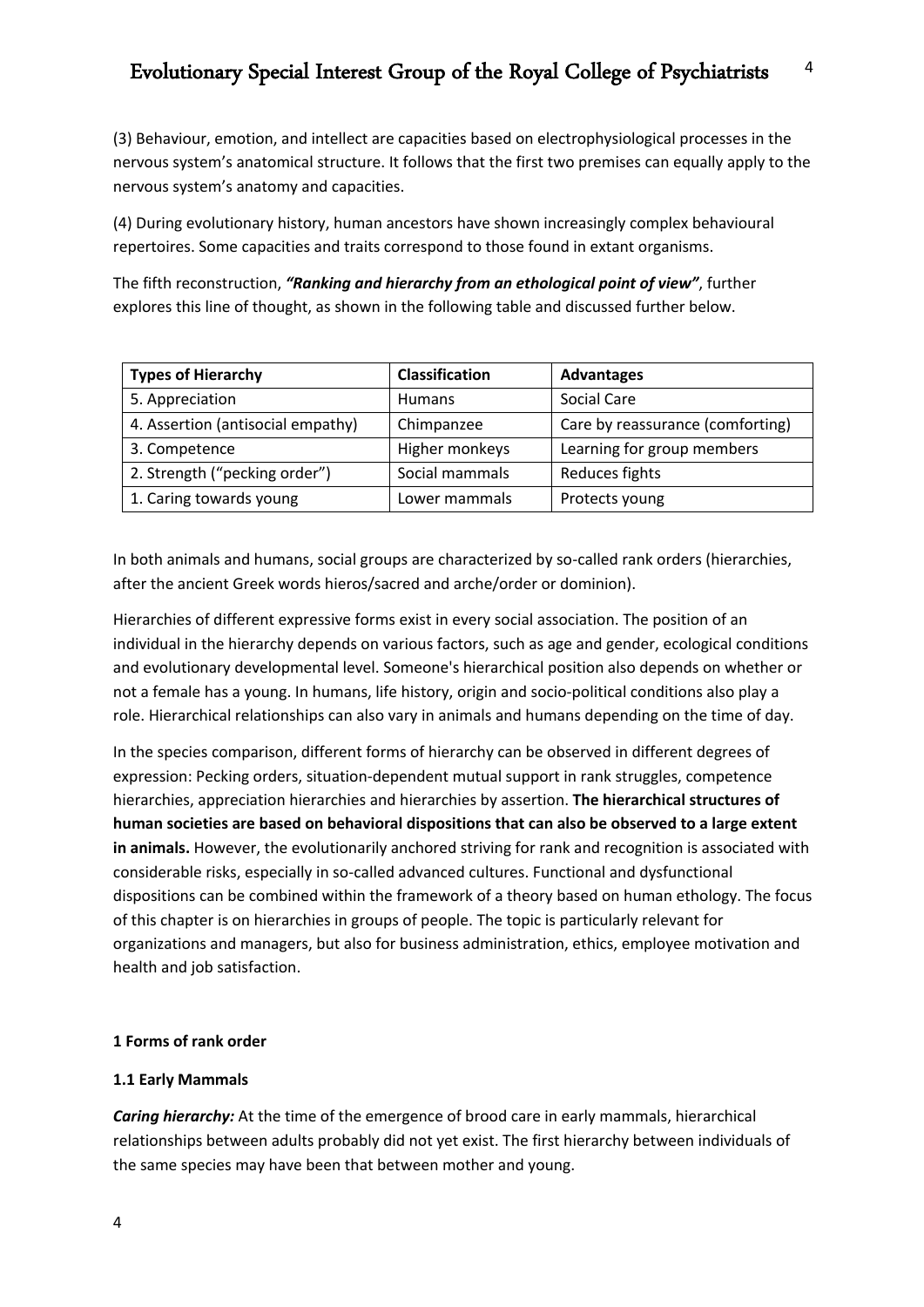(3) Behaviour, emotion, and intellect are capacities based on electrophysiological processes in the nervous system's anatomical structure. It follows that the first two premises can equally apply to the nervous system's anatomy and capacities.

(4) During evolutionary history, human ancestors have shown increasingly complex behavioural repertoires. Some capacities and traits correspond to those found in extant organisms.

The fifth reconstruction, ***"Ranking and hierarchy from an ethological point of view"***, further explores this line of thought, as shown in the following table and discussed further below.

| Types of Hierarchy | Classification | Advantages |
|---|---|---|
| 5. Appreciation | Humans | Social Care |
| 4. Assertion (antisocial empathy) | Chimpanzee | Care by reassurance (comforting) |
| 3. Competence | Higher monkeys | Learning for group members |
| 2. Strength ("pecking order") | Social mammals | Reduces fights |
| 1. Caring towards young | Lower mammals | Protects young |

In both animals and humans, social groups are characterized by so-called rank orders (hierarchies, after the ancient Greek words hieros/sacred and arche/order or dominion).

Hierarchies of different expressive forms exist in every social association. The position of an individual in the hierarchy depends on various factors, such as age and gender, ecological conditions and evolutionary developmental level. Someone's hierarchical position also depends on whether or not a female has a young. In humans, life history, origin and socio-political conditions also play a role. Hierarchical relationships can also vary in animals and humans depending on the time of day.

In the species comparison, different forms of hierarchy can be observed in different degrees of expression: Pecking orders, situation-dependent mutual support in rank struggles, competence hierarchies, appreciation hierarchies and hierarchies by assertion. **The hierarchical structures of human societies are based on behavioral dispositions that can also be observed to a large extent in animals.** However, the evolutionarily anchored striving for rank and recognition is associated with considerable risks, especially in so-called advanced cultures. Functional and dysfunctional dispositions can be combined within the framework of a theory based on human ethology. The focus of this chapter is on hierarchies in groups of people. The topic is particularly relevant for organizations and managers, but also for business administration, ethics, employee motivation and health and job satisfaction.

### 1 Forms of rank order

#### 1.1 Early Mammals

***Caring hierarchy:*** At the time of the emergence of brood care in early mammals, hierarchical relationships between adults probably did not yet exist. The first hierarchy between individuals of the same species may have been that between mother and young.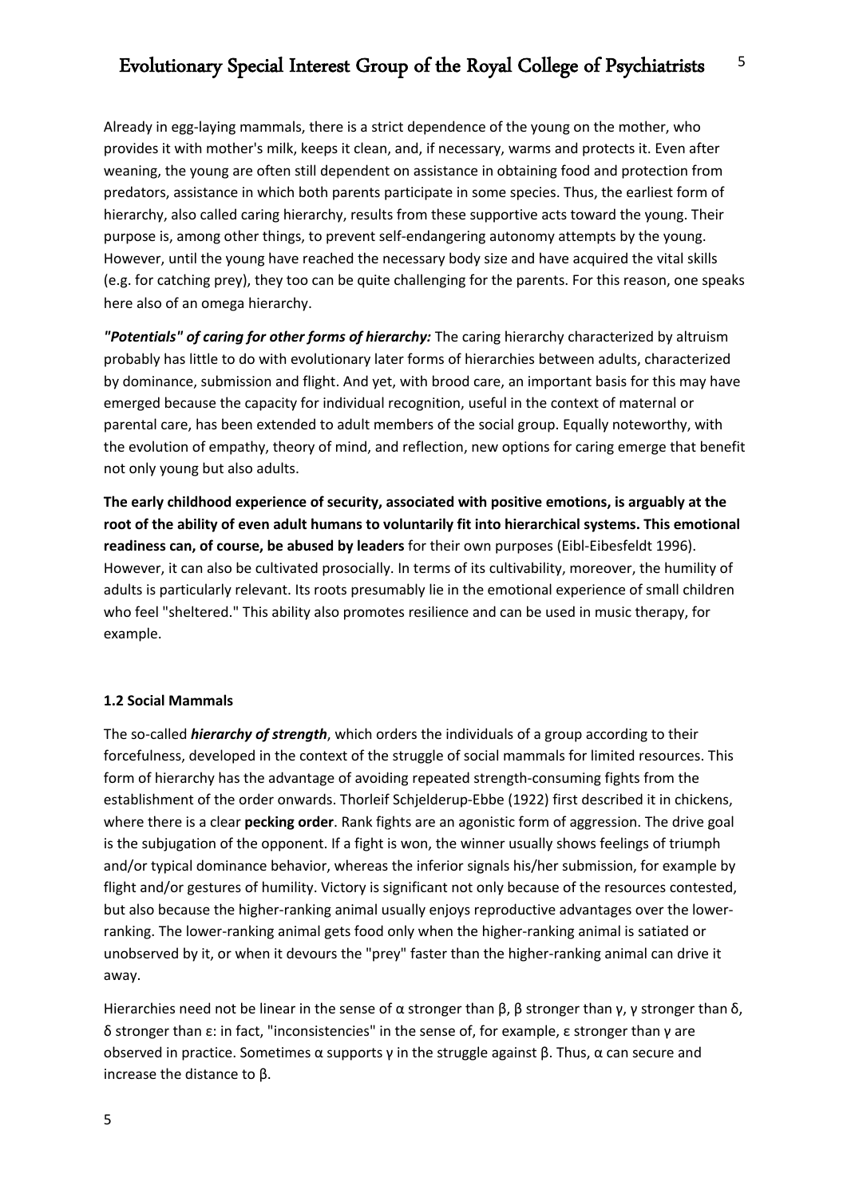Already in egg-laying mammals, there is a strict dependence of the young on the mother, who provides it with mother's milk, keeps it clean, and, if necessary, warms and protects it. Even after weaning, the young are often still dependent on assistance in obtaining food and protection from predators, assistance in which both parents participate in some species. Thus, the earliest form of hierarchy, also called caring hierarchy, results from these supportive acts toward the young. Their purpose is, among other things, to prevent self-endangering autonomy attempts by the young. However, until the young have reached the necessary body size and have acquired the vital skills (e.g. for catching prey), they too can be quite challenging for the parents. For this reason, one speaks here also of an omega hierarchy.

***"Potentials" of caring for other forms of hierarchy:*** The caring hierarchy characterized by altruism probably has little to do with evolutionary later forms of hierarchies between adults, characterized by dominance, submission and flight. And yet, with brood care, an important basis for this may have emerged because the capacity for individual recognition, useful in the context of maternal or parental care, has been extended to adult members of the social group. Equally noteworthy, with the evolution of empathy, theory of mind, and reflection, new options for caring emerge that benefit not only young but also adults.

**The early childhood experience of security, associated with positive emotions, is arguably at the root of the ability of even adult humans to voluntarily fit into hierarchical systems. This emotional readiness can, of course, be abused by leaders** for their own purposes (Eibl-Eibesfeldt 1996). However, it can also be cultivated prosocially. In terms of its cultivability, moreover, the humility of adults is particularly relevant. Its roots presumably lie in the emotional experience of small children who feel "sheltered." This ability also promotes resilience and can be used in music therapy, for example.

### 1.2 Social Mammals

The so-called ***hierarchy of strength***, which orders the individuals of a group according to their forcefulness, developed in the context of the struggle of social mammals for limited resources. This form of hierarchy has the advantage of avoiding repeated strength-consuming fights from the establishment of the order onwards. Thorleif Schjelderup-Ebbe (1922) first described it in chickens, where there is a clear **pecking order**. Rank fights are an agonistic form of aggression. The drive goal is the subjugation of the opponent. If a fight is won, the winner usually shows feelings of triumph and/or typical dominance behavior, whereas the inferior signals his/her submission, for example by flight and/or gestures of humility. Victory is significant not only because of the resources contested, but also because the higher-ranking animal usually enjoys reproductive advantages over the lower-ranking. The lower-ranking animal gets food only when the higher-ranking animal is satiated or unobserved by it, or when it devours the "prey" faster than the higher-ranking animal can drive it away.

Hierarchies need not be linear in the sense of α stronger than β, β stronger than γ, γ stronger than δ, δ stronger than ε: in fact, "inconsistencies" in the sense of, for example, ε stronger than γ are observed in practice. Sometimes α supports γ in the struggle against β. Thus, α can secure and increase the distance to β.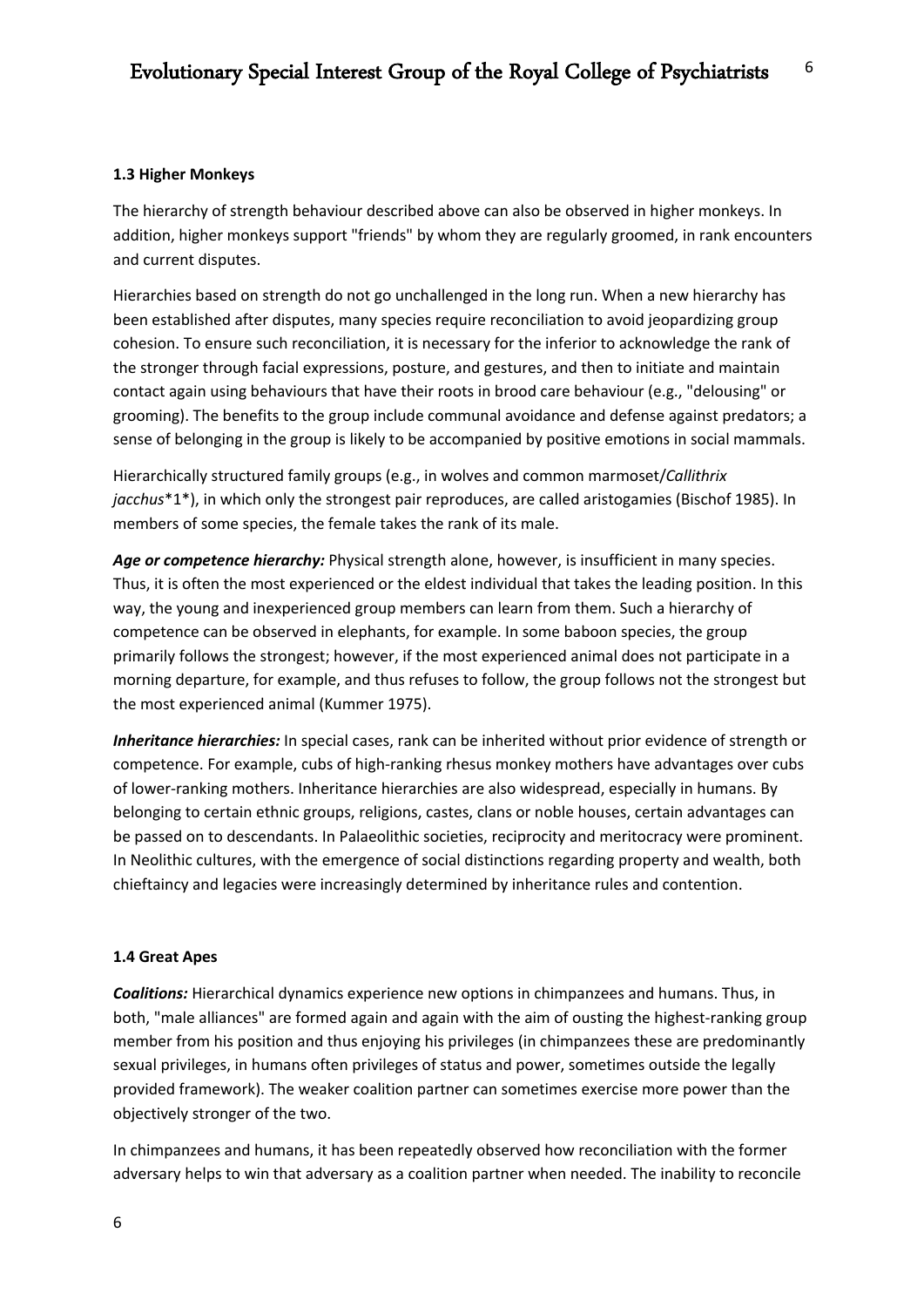### 1.3 Higher Monkeys

The hierarchy of strength behaviour described above can also be observed in higher monkeys. In addition, higher monkeys support "friends" by whom they are regularly groomed, in rank encounters and current disputes.

Hierarchies based on strength do not go unchallenged in the long run. When a new hierarchy has been established after disputes, many species require reconciliation to avoid jeopardizing group cohesion. To ensure such reconciliation, it is necessary for the inferior to acknowledge the rank of the stronger through facial expressions, posture, and gestures, and then to initiate and maintain contact again using behaviours that have their roots in brood care behaviour (e.g., "delousing" or grooming). The benefits to the group include communal avoidance and defense against predators; a sense of belonging in the group is likely to be accompanied by positive emotions in social mammals.

Hierarchically structured family groups (e.g., in wolves and common marmoset/*Callithrix jacchus*\*1\*), in which only the strongest pair reproduces, are called aristogamies (Bischof 1985). In members of some species, the female takes the rank of its male.

***Age or competence hierarchy:*** Physical strength alone, however, is insufficient in many species. Thus, it is often the most experienced or the eldest individual that takes the leading position. In this way, the young and inexperienced group members can learn from them. Such a hierarchy of competence can be observed in elephants, for example. In some baboon species, the group primarily follows the strongest; however, if the most experienced animal does not participate in a morning departure, for example, and thus refuses to follow, the group follows not the strongest but the most experienced animal (Kummer 1975).

***Inheritance hierarchies:*** In special cases, rank can be inherited without prior evidence of strength or competence. For example, cubs of high-ranking rhesus monkey mothers have advantages over cubs of lower-ranking mothers. Inheritance hierarchies are also widespread, especially in humans. By belonging to certain ethnic groups, religions, castes, clans or noble houses, certain advantages can be passed on to descendants. In Palaeolithic societies, reciprocity and meritocracy were prominent. In Neolithic cultures, with the emergence of social distinctions regarding property and wealth, both chieftaincy and legacies were increasingly determined by inheritance rules and contention.

### 1.4 Great Apes

***Coalitions:*** Hierarchical dynamics experience new options in chimpanzees and humans. Thus, in both, "male alliances" are formed again and again with the aim of ousting the highest-ranking group member from his position and thus enjoying his privileges (in chimpanzees these are predominantly sexual privileges, in humans often privileges of status and power, sometimes outside the legally provided framework). The weaker coalition partner can sometimes exercise more power than the objectively stronger of the two.

In chimpanzees and humans, it has been repeatedly observed how reconciliation with the former adversary helps to win that adversary as a coalition partner when needed. The inability to reconcile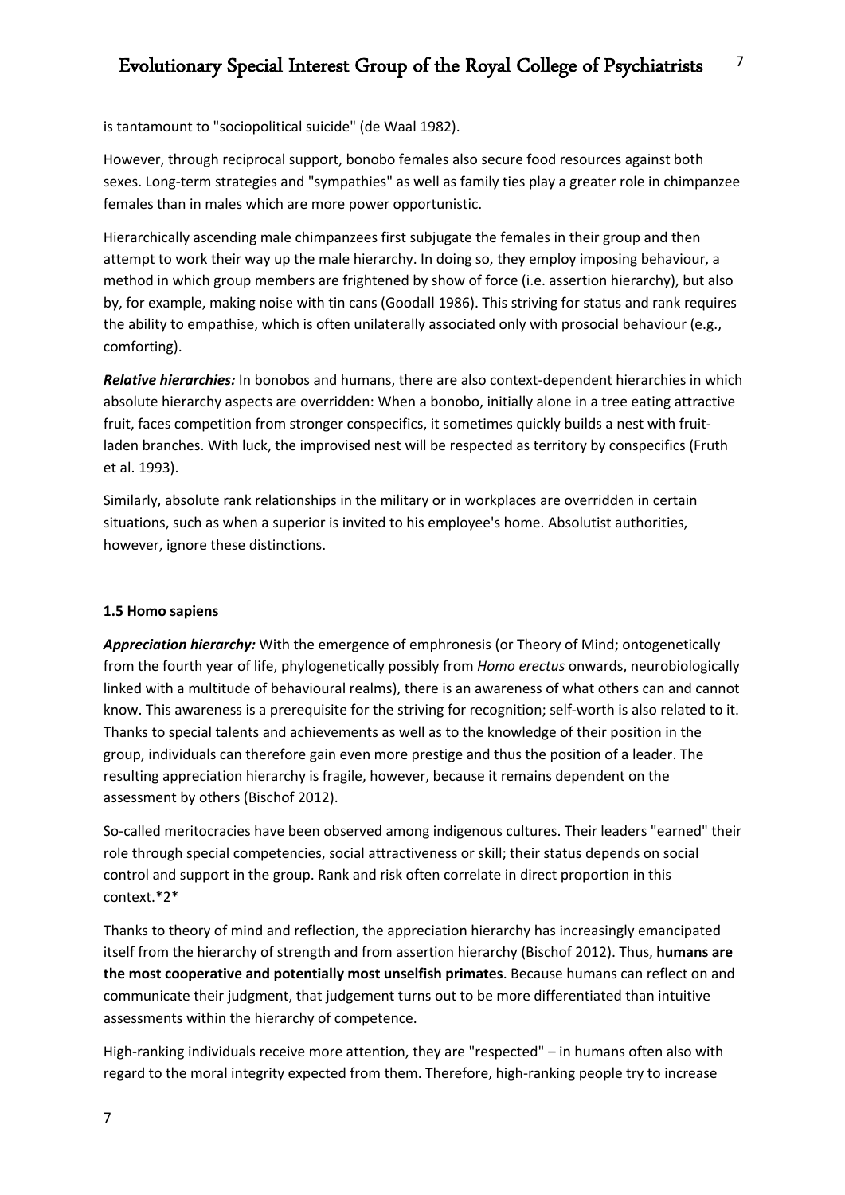is tantamount to "sociopolitical suicide" (de Waal 1982).

However, through reciprocal support, bonobo females also secure food resources against both sexes. Long-term strategies and "sympathies" as well as family ties play a greater role in chimpanzee females than in males which are more power opportunistic.

Hierarchically ascending male chimpanzees first subjugate the females in their group and then attempt to work their way up the male hierarchy. In doing so, they employ imposing behaviour, a method in which group members are frightened by show of force (i.e. assertion hierarchy), but also by, for example, making noise with tin cans (Goodall 1986). This striving for status and rank requires the ability to empathise, which is often unilaterally associated only with prosocial behaviour (e.g., comforting).

***Relative hierarchies:*** In bonobos and humans, there are also context-dependent hierarchies in which absolute hierarchy aspects are overridden: When a bonobo, initially alone in a tree eating attractive fruit, faces competition from stronger conspecifics, it sometimes quickly builds a nest with fruit-laden branches. With luck, the improvised nest will be respected as territory by conspecifics (Fruth et al. 1993).

Similarly, absolute rank relationships in the military or in workplaces are overridden in certain situations, such as when a superior is invited to his employee's home. Absolutist authorities, however, ignore these distinctions.

#### 1.5 Homo sapiens

***Appreciation hierarchy:*** With the emergence of emphronesis (or Theory of Mind; ontogenetically from the fourth year of life, phylogenetically possibly from *Homo erectus* onwards, neurobiologically linked with a multitude of behavioural realms), there is an awareness of what others can and cannot know. This awareness is a prerequisite for the striving for recognition; self-worth is also related to it. Thanks to special talents and achievements as well as to the knowledge of their position in the group, individuals can therefore gain even more prestige and thus the position of a leader. The resulting appreciation hierarchy is fragile, however, because it remains dependent on the assessment by others (Bischof 2012).

So-called meritocracies have been observed among indigenous cultures. Their leaders "earned" their role through special competencies, social attractiveness or skill; their status depends on social control and support in the group. Rank and risk often correlate in direct proportion in this context.*2*

Thanks to theory of mind and reflection, the appreciation hierarchy has increasingly emancipated itself from the hierarchy of strength and from assertion hierarchy (Bischof 2012). Thus, **humans are the most cooperative and potentially most unselfish primates**. Because humans can reflect on and communicate their judgment, that judgement turns out to be more differentiated than intuitive assessments within the hierarchy of competence.

High-ranking individuals receive more attention, they are "respected" – in humans often also with regard to the moral integrity expected from them. Therefore, high-ranking people try to increase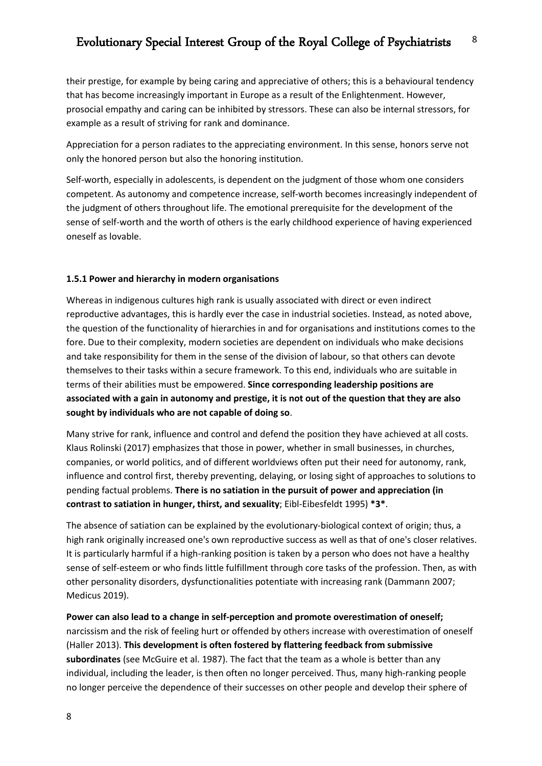their prestige, for example by being caring and appreciative of others; this is a behavioural tendency that has become increasingly important in Europe as a result of the Enlightenment. However, prosocial empathy and caring can be inhibited by stressors. These can also be internal stressors, for example as a result of striving for rank and dominance.

Appreciation for a person radiates to the appreciating environment. In this sense, honors serve not only the honored person but also the honoring institution.

Self-worth, especially in adolescents, is dependent on the judgment of those whom one considers competent. As autonomy and competence increase, self-worth becomes increasingly independent of the judgment of others throughout life. The emotional prerequisite for the development of the sense of self-worth and the worth of others is the early childhood experience of having experienced oneself as lovable.

#### 1.5.1 Power and hierarchy in modern organisations

Whereas in indigenous cultures high rank is usually associated with direct or even indirect reproductive advantages, this is hardly ever the case in industrial societies. Instead, as noted above, the question of the functionality of hierarchies in and for organisations and institutions comes to the fore. Due to their complexity, modern societies are dependent on individuals who make decisions and take responsibility for them in the sense of the division of labour, so that others can devote themselves to their tasks within a secure framework. To this end, individuals who are suitable in terms of their abilities must be empowered. **Since corresponding leadership positions are associated with a gain in autonomy and prestige, it is not out of the question that they are also sought by individuals who are not capable of doing so**.

Many strive for rank, influence and control and defend the position they have achieved at all costs. Klaus Rolinski (2017) emphasizes that those in power, whether in small businesses, in churches, companies, or world politics, and of different worldviews often put their need for autonomy, rank, influence and control first, thereby preventing, delaying, or losing sight of approaches to solutions to pending factual problems. **There is no satiation in the pursuit of power and appreciation (in contrast to satiation in hunger, thirst, and sexuality**; Eibl-Eibesfeldt 1995) **\*3\***.

The absence of satiation can be explained by the evolutionary-biological context of origin; thus, a high rank originally increased one's own reproductive success as well as that of one's closer relatives. It is particularly harmful if a high-ranking position is taken by a person who does not have a healthy sense of self-esteem or who finds little fulfillment through core tasks of the profession. Then, as with other personality disorders, dysfunctionalities potentiate with increasing rank (Dammann 2007; Medicus 2019).

**Power can also lead to a change in self-perception and promote overestimation of oneself;** narcissism and the risk of feeling hurt or offended by others increase with overestimation of oneself (Haller 2013). **This development is often fostered by flattering feedback from submissive subordinates** (see McGuire et al. 1987). The fact that the team as a whole is better than any individual, including the leader, is then often no longer perceived. Thus, many high-ranking people no longer perceive the dependence of their successes on other people and develop their sphere of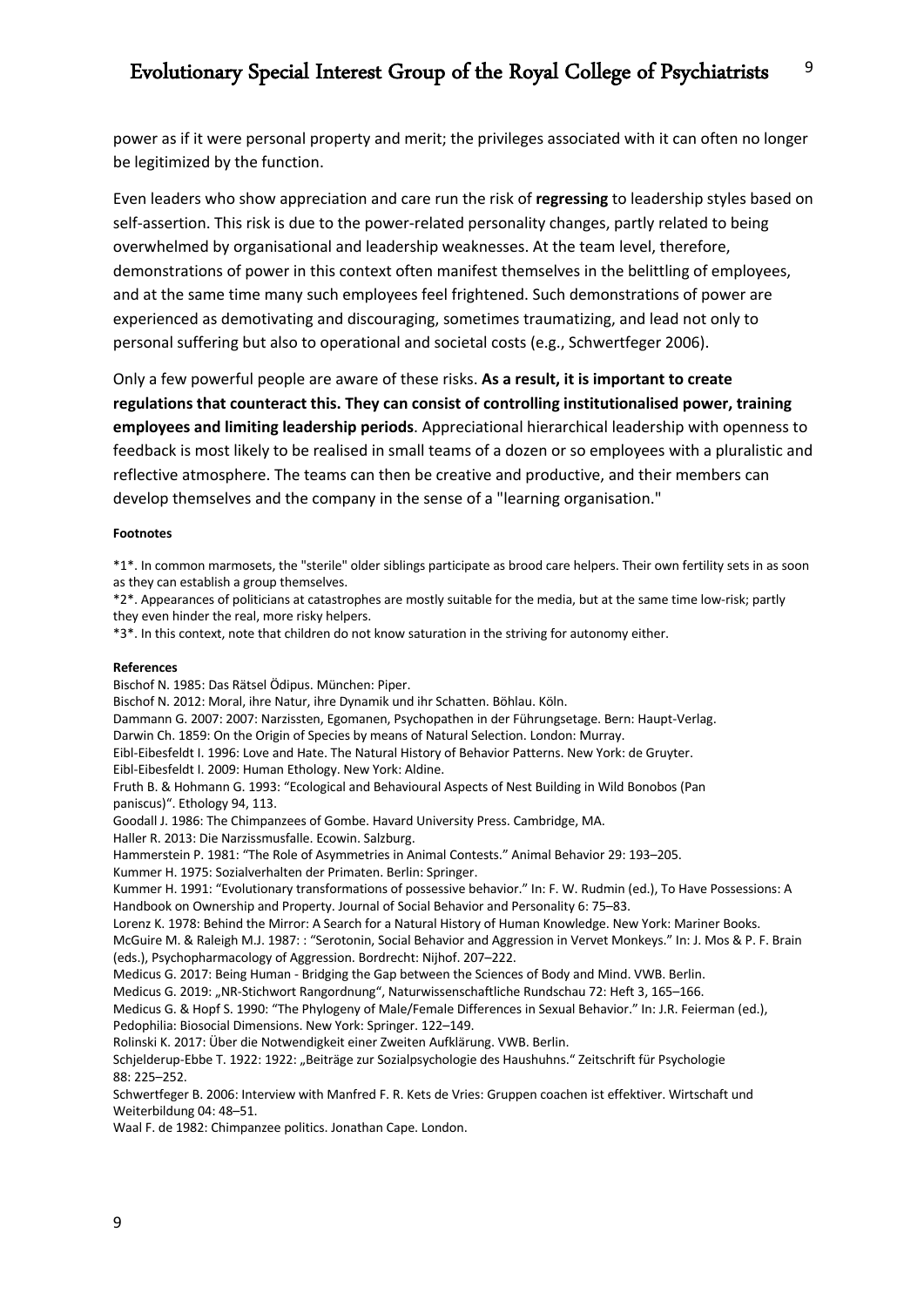power as if it were personal property and merit; the privileges associated with it can often no longer be legitimized by the function.

Even leaders who show appreciation and care run the risk of **regressing** to leadership styles based on self-assertion. This risk is due to the power-related personality changes, partly related to being overwhelmed by organisational and leadership weaknesses. At the team level, therefore, demonstrations of power in this context often manifest themselves in the belittling of employees, and at the same time many such employees feel frightened. Such demonstrations of power are experienced as demotivating and discouraging, sometimes traumatizing, and lead not only to personal suffering but also to operational and societal costs (e.g., Schwertfeger 2006).

Only a few powerful people are aware of these risks. **As a result, it is important to create regulations that counteract this. They can consist of controlling institutionalised power, training employees and limiting leadership periods**. Appreciational hierarchical leadership with openness to feedback is most likely to be realised in small teams of a dozen or so employees with a pluralistic and reflective atmosphere. The teams can then be creative and productive, and their members can develop themselves and the company in the sense of a "learning organisation."

**Footnotes**

*1*. In common marmosets, the "sterile" older siblings participate as brood care helpers. Their own fertility sets in as soon as they can establish a group themselves.

*2*. Appearances of politicians at catastrophes are mostly suitable for the media, but at the same time low-risk; partly they even hinder the real, more risky helpers.

*3*. In this context, note that children do not know saturation in the striving for autonomy either.

**References**

Bischof N. 1985: Das Rätsel Ödipus. München: Piper.

Bischof N. 2012: Moral, ihre Natur, ihre Dynamik und ihr Schatten. Böhlau. Köln.

Dammann G. 2007: 2007: Narzissten, Egomanen, Psychopathen in der Führungsetage. Bern: Haupt-Verlag.

Darwin Ch. 1859: On the Origin of Species by means of Natural Selection. London: Murray.

Eibl-Eibesfeldt I. 1996: Love and Hate. The Natural History of Behavior Patterns. New York: de Gruyter.

Eibl-Eibesfeldt I. 2009: Human Ethology. New York: Aldine.

Fruth B. & Hohmann G. 1993: "Ecological and Behavioural Aspects of Nest Building in Wild Bonobos (Pan paniscus)". Ethology 94, 113.

Goodall J. 1986: The Chimpanzees of Gombe. Havard University Press. Cambridge, MA.

Haller R. 2013: Die Narzissmusfalle. Ecowin. Salzburg.

Hammerstein P. 1981: "The Role of Asymmetries in Animal Contests." Animal Behavior 29: 193–205.

Kummer H. 1975: Sozialverhalten der Primaten. Berlin: Springer.

Kummer H. 1991: "Evolutionary transformations of possessive behavior." In: F. W. Rudmin (ed.), To Have Possessions: A Handbook on Ownership and Property. Journal of Social Behavior and Personality 6: 75–83.

Lorenz K. 1978: Behind the Mirror: A Search for a Natural History of Human Knowledge. New York: Mariner Books.

McGuire M. & Raleigh M.J. 1987: : "Serotonin, Social Behavior and Aggression in Vervet Monkeys." In: J. Mos & P. F. Brain (eds.), Psychopharmacology of Aggression. Bordrecht: Nijhof. 207–222.

Medicus G. 2017: Being Human - Bridging the Gap between the Sciences of Body and Mind. VWB. Berlin.

Medicus G. 2019: „NR-Stichwort Rangordnung", Naturwissenschaftliche Rundschau 72: Heft 3, 165–166.

Medicus G. & Hopf S. 1990: "The Phylogeny of Male/Female Differences in Sexual Behavior." In: J.R. Feierman (ed.), Pedophilia: Biosocial Dimensions. New York: Springer. 122–149.

Rolinski K. 2017: Über die Notwendigkeit einer Zweiten Aufklärung. VWB. Berlin.

Schjelderup-Ebbe T. 1922: 1922: „Beiträge zur Sozialpsychologie des Haushuhns." Zeitschrift für Psychologie 88: 225–252.

Schwertfeger B. 2006: Interview with Manfred F. R. Kets de Vries: Gruppen coachen ist effektiver. Wirtschaft und Weiterbildung 04: 48–51.

Waal F. de 1982: Chimpanzee politics. Jonathan Cape. London.